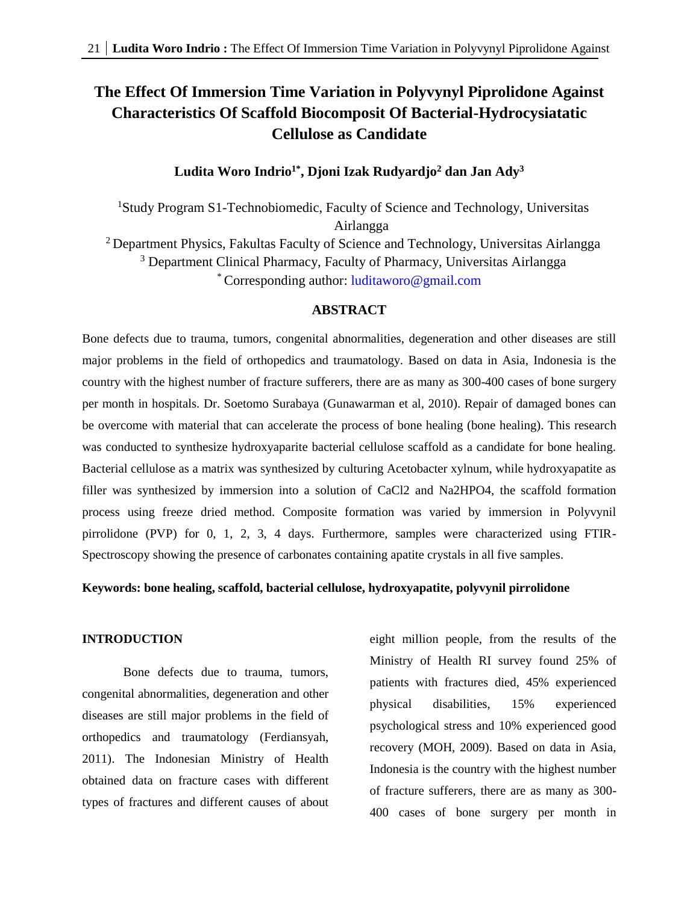# The Effect Of Immersion Time Variation in Polyvynyl Piprolidone Against Characteristics Of Scaffold Biocomposit Of Bacterial-Hydrocysiatatic Cellulose as Candidate

**Ludita Woro Indrio[1*], Djoni Izak Rudyardjo[2] dan Jan Ady[3]**

[1]Study Program S1-Technobiomedic, Faculty of Science and Technology, Universitas Airlangga

[2] Department Physics, Fakultas Faculty of Science and Technology, Universitas Airlangga

[3] Department Clinical Pharmacy, Faculty of Pharmacy, Universitas Airlangga

[*] Corresponding author: luditaworo@gmail.com

## ABSTRACT

Bone defects due to trauma, tumors, congenital abnormalities, degeneration and other diseases are still major problems in the field of orthopedics and traumatology. Based on data in Asia, Indonesia is the country with the highest number of fracture sufferers, there are as many as 300-400 cases of bone surgery per month in hospitals. Dr. Soetomo Surabaya (Gunawarman et al, 2010). Repair of damaged bones can be overcome with material that can accelerate the process of bone healing (bone healing). This research was conducted to synthesize hydroxyaparite bacterial cellulose scaffold as a candidate for bone healing. Bacterial cellulose as a matrix was synthesized by culturing Acetobacter xylnum, while hydroxyapatite as filler was synthesized by immersion into a solution of $CaCl_2$ and $Na_2HPO_4$, the scaffold formation process using freeze dried method. Composite formation was varied by immersion in Polyvynil pirrolidone (PVP) for 0, 1, 2, 3, 4 days. Furthermore, samples were characterized using FTIR-Spectroscopy showing the presence of carbonates containing apatite crystals in all five samples.

**Keywords: bone healing, scaffold, bacterial cellulose, hydroxyapatite, polyvynil pirrolidone**

## INTRODUCTION

Bone defects due to trauma, tumors, congenital abnormalities, degeneration and other diseases are still major problems in the field of orthopedics and traumatology (Ferdiansyah, 2011). The Indonesian Ministry of Health obtained data on fracture cases with different types of fractures and different causes of about eight million people, from the results of the Ministry of Health RI survey found 25% of patients with fractures died, 45% experienced physical disabilities, 15% experienced psychological stress and 10% experienced good recovery (MOH, 2009). Based on data in Asia, Indonesia is the country with the highest number of fracture sufferers, there are as many as 300-400 cases of bone surgery per month in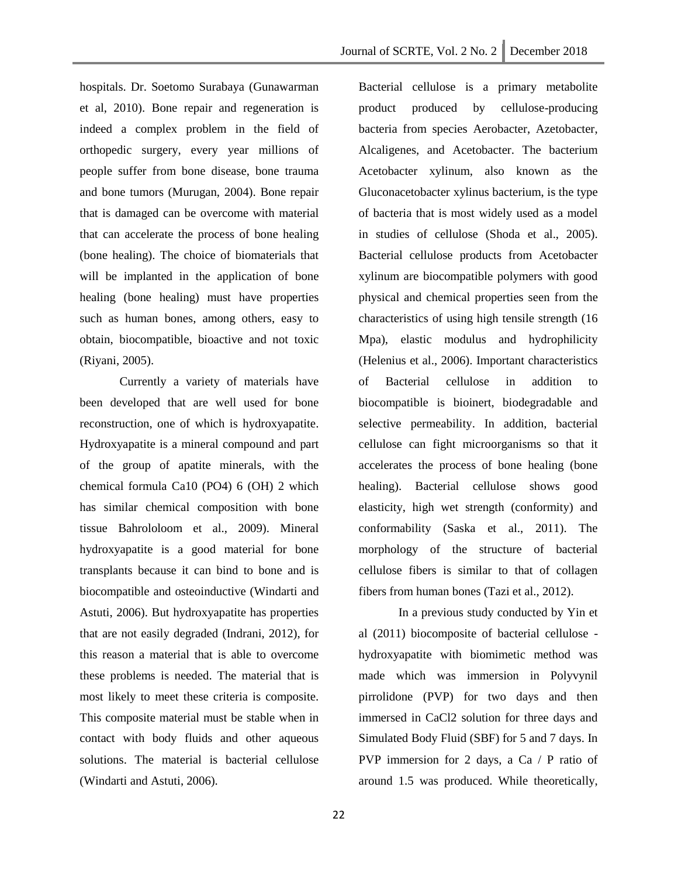hospitals. Dr. Soetomo Surabaya (Gunawarman et al, 2010). Bone repair and regeneration is indeed a complex problem in the field of orthopedic surgery, every year millions of people suffer from bone disease, bone trauma and bone tumors (Murugan, 2004). Bone repair that is damaged can be overcome with material that can accelerate the process of bone healing (bone healing). The choice of biomaterials that will be implanted in the application of bone healing (bone healing) must have properties such as human bones, among others, easy to obtain, biocompatible, bioactive and not toxic (Riyani, 2005).

Currently a variety of materials have been developed that are well used for bone reconstruction, one of which is hydroxyapatite. Hydroxyapatite is a mineral compound and part of the group of apatite minerals, with the chemical formula $Ca_{10}(PO_4)_6(OH)_2$ which has similar chemical composition with bone tissue Bahrololoom et al., 2009). Mineral hydroxyapatite is a good material for bone transplants because it can bind to bone and is biocompatible and osteoinductive (Windarti and Astuti, 2006). But hydroxyapatite has properties that are not easily degraded (Indrani, 2012), for this reason a material that is able to overcome these problems is needed. The material that is most likely to meet these criteria is composite. This composite material must be stable when in contact with body fluids and other aqueous solutions. The material is bacterial cellulose (Windarti and Astuti, 2006).

Bacterial cellulose is a primary metabolite product produced by cellulose-producing bacteria from species Aerobacter, Azetobacter, Alcaligenes, and Acetobacter. The bacterium Acetobacter xylinum, also known as the Gluconacetobacter xylinus bacterium, is the type of bacteria that is most widely used as a model in studies of cellulose (Shoda et al., 2005). Bacterial cellulose products from Acetobacter xylinum are biocompatible polymers with good physical and chemical properties seen from the characteristics of using high tensile strength (16 Mpa), elastic modulus and hydrophilicity (Helenius et al., 2006). Important characteristics of Bacterial cellulose in addition to biocompatible is bioinert, biodegradable and selective permeability. In addition, bacterial cellulose can fight microorganisms so that it accelerates the process of bone healing (bone healing). Bacterial cellulose shows good elasticity, high wet strength (conformity) and conformability (Saska et al., 2011). The morphology of the structure of bacterial cellulose fibers is similar to that of collagen fibers from human bones (Tazi et al., 2012).

In a previous study conducted by Yin et al (2011) biocomposite of bacterial cellulose - hydroxyapatite with biomimetic method was made which was immersion in Polyvynil pirrolidone (PVP) for two days and then immersed in $CaCl_2$ solution for three days and Simulated Body Fluid (SBF) for 5 and 7 days. In PVP immersion for 2 days, a Ca / P ratio of around 1.5 was produced. While theoretically,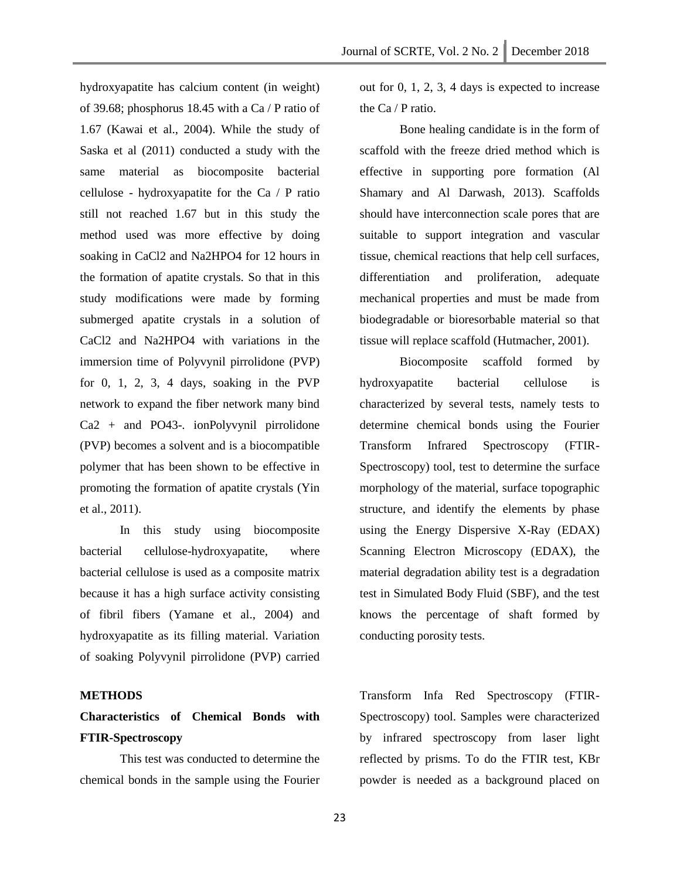hydroxyapatite has calcium content (in weight) of 39.68; phosphorus 18.45 with a Ca / P ratio of 1.67 (Kawai et al., 2004). While the study of Saska et al (2011) conducted a study with the same material as biocomposite bacterial cellulose - hydroxyapatite for the Ca / P ratio still not reached 1.67 but in this study the method used was more effective by doing soaking in $CaCl_2$ and $Na_2HPO_4$ for 12 hours in the formation of apatite crystals. So that in this study modifications were made by forming submerged apatite crystals in a solution of $CaCl_2$ and $Na_2HPO_4$ with variations in the immersion time of Polyvynil pirrolidone (PVP) for 0, 1, 2, 3, 4 days, soaking in the PVP network to expand the fiber network many bind $Ca^{2+}$ and $PO_4^{3-}$. ionPolyvynil pirrolidone (PVP) becomes a solvent and is a biocompatible polymer that has been shown to be effective in promoting the formation of apatite crystals (Yin et al., 2011).

In this study using biocomposite bacterial cellulose-hydroxyapatite, where bacterial cellulose is used as a composite matrix because it has a high surface activity consisting of fibril fibers (Yamane et al., 2004) and hydroxyapatite as its filling material. Variation of soaking Polyvynil pirrolidone (PVP) carried out for 0, 1, 2, 3, 4 days is expected to increase the Ca / P ratio.

Bone healing candidate is in the form of scaffold with the freeze dried method which is effective in supporting pore formation (Al Shamary and Al Darwash, 2013). Scaffolds should have interconnection scale pores that are suitable to support integration and vascular tissue, chemical reactions that help cell surfaces, differentiation and proliferation, adequate mechanical properties and must be made from biodegradable or bioresorbable material so that tissue will replace scaffold (Hutmacher, 2001).

Biocomposite scaffold formed by hydroxyapatite bacterial cellulose is characterized by several tests, namely tests to determine chemical bonds using the Fourier Transform Infrared Spectroscopy (FTIR-Spectroscopy) tool, test to determine the surface morphology of the material, surface topographic structure, and identify the elements by phase using the Energy Dispersive X-Ray (EDAX) Scanning Electron Microscopy (EDAX), the material degradation ability test is a degradation test in Simulated Body Fluid (SBF), and the test knows the percentage of shaft formed by conducting porosity tests.

## METHODS

### Characteristics of Chemical Bonds with FTIR-Spectroscopy

This test was conducted to determine the chemical bonds in the sample using the Fourier Transform Infa Red Spectroscopy (FTIR-Spectroscopy) tool. Samples were characterized by infrared spectroscopy from laser light reflected by prisms. To do the FTIR test, KBr powder is needed as a background placed on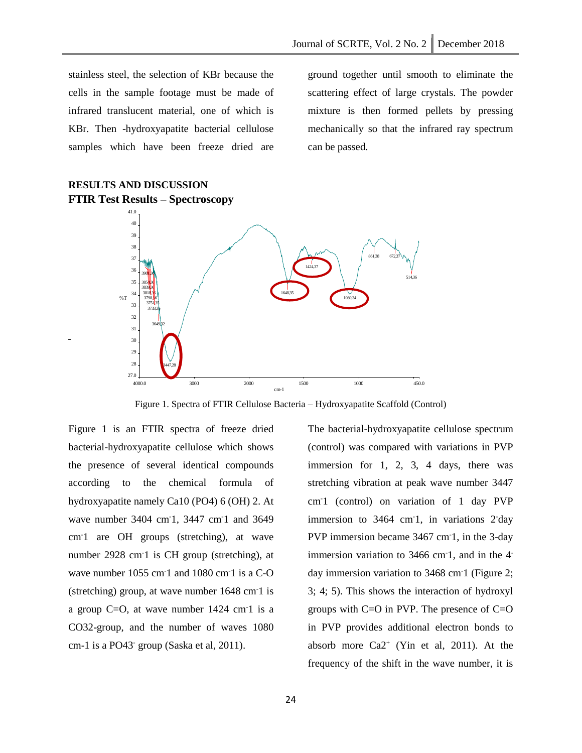stainless steel, the selection of KBr because the cells in the sample footage must be made of infrared translucent material, one of which is KBr. Then -hydroxyapatite bacterial cellulose samples which have been freeze dried are ground together until smooth to eliminate the scattering effect of large crystals. The powder mixture is then formed pellets by pressing mechanically so that the infrared ray spectrum can be passed.

## RESULTS AND DISCUSSION

### FTIR Test Results – Spectroscopy

Figure 1. Spectra of FTIR Cellulose Bacteria – Hydroxyapatite Scaffold (Control)

Figure 1 is an FTIR spectra of freeze dried bacterial-hydroxyapatite cellulose which shows the presence of several identical compounds according to the chemical formula of hydroxyapatite namely Ca10 (PO4) 6 (OH) 2. At wave number 3404 $cm^{-}1$, 3447 $cm^{-}1$ and 3649 $cm^{-}1$ are OH groups (stretching), at wave number 2928 $cm^{-}1$ is CH group (stretching), at wave number 1055 $cm^{-}1$ and 1080 $cm^{-}1$ is a C-O (stretching) group, at wave number 1648 $cm^{-}1$ is a group C=O, at wave number 1424 $cm^{-}1$ is a CO32-group, and the number of waves 1080 cm-1 is a $PO43^{-}$ group (Saska et al, 2011).

The bacterial-hydroxyapatite cellulose spectrum (control) was compared with variations in PVP immersion for 1, 2, 3, 4 days, there was stretching vibration at peak wave number 3447 $cm^{-}1$ (control) on variation of 1 day PVP immersion to 3464 $cm^{-}1$, in variations $2^{-}$day PVP immersion became 3467 $cm^{-}1$, in the 3-day immersion variation to 3466 $cm^{-}1$, and in the $4^{-}$ day immersion variation to 3468 $cm^{-}1$ (Figure 2; 3; 4; 5). This shows the interaction of hydroxyl groups with C=O in PVP. The presence of C=O in PVP provides additional electron bonds to absorb more $Ca2^{+}$ (Yin et al, 2011). At the frequency of the shift in the wave number, it is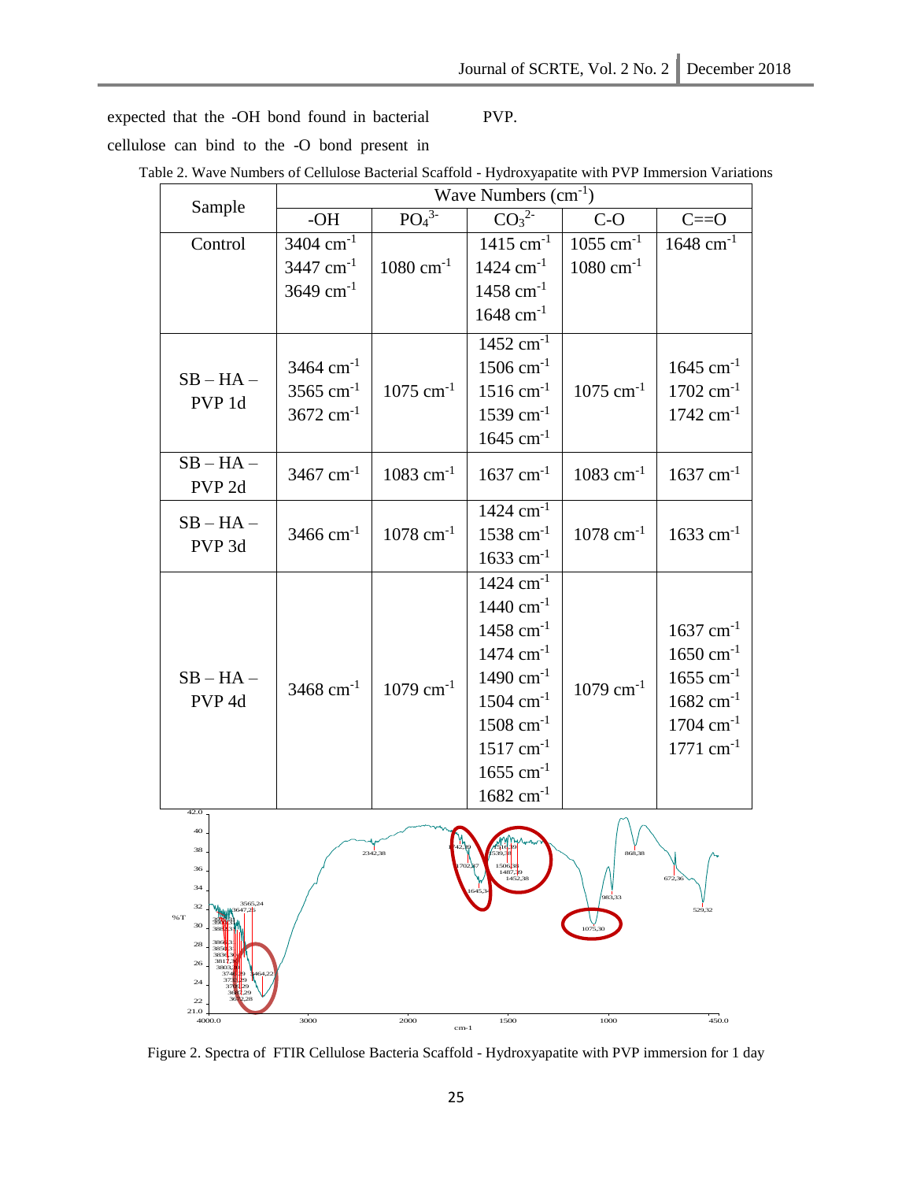expected that the -OH bond found in bacterial cellulose can bind to the -O bond present in PVP.

Table 2. Wave Numbers of Cellulose Bacterial Scaffold - Hydroxyapatite with PVP Immersion Variations

| Sample | Wave Numbers ($cm^{-1}$) | | | | |
|---|---|---|---|---|---|
| | -OH | $PO_4^{3-}$ | $CO_3^{2-}$ | C-O | C==O |
| Control | 3404 $cm^{-1}$<br>3447 $cm^{-1}$<br>3649 $cm^{-1}$ | 1080 $cm^{-1}$ | 1415 $cm^{-1}$<br>1424 $cm^{-1}$<br>1458 $cm^{-1}$<br>1648 $cm^{-1}$ | 1055 $cm^{-1}$<br>1080 $cm^{-1}$ | 1648 $cm^{-1}$ |
| SB – HA – PVP 1d | 3464 $cm^{-1}$<br>3565 $cm^{-1}$<br>3672 $cm^{-1}$ | 1075 $cm^{-1}$ | 1452 $cm^{-1}$<br>1506 $cm^{-1}$<br>1516 $cm^{-1}$<br>1539 $cm^{-1}$<br>1645 $cm^{-1}$ | 1075 $cm^{-1}$ | 1645 $cm^{-1}$<br>1702 $cm^{-1}$<br>1742 $cm^{-1}$ |
| SB – HA – PVP 2d | 3467 $cm^{-1}$ | 1083 $cm^{-1}$ | 1637 $cm^{-1}$ | 1083 $cm^{-1}$ | 1637 $cm^{-1}$ |
| SB – HA – PVP 3d | 3466 $cm^{-1}$ | 1078 $cm^{-1}$ | 1424 $cm^{-1}$<br>1538 $cm^{-1}$<br>1633 $cm^{-1}$ | 1078 $cm^{-1}$ | 1633 $cm^{-1}$ |
| SB – HA – PVP 4d | 3468 $cm^{-1}$ | 1079 $cm^{-1}$ | 1424 $cm^{-1}$<br>1440 $cm^{-1}$<br>1458 $cm^{-1}$<br>1474 $cm^{-1}$<br>1490 $cm^{-1}$<br>1504 $cm^{-1}$<br>1508 $cm^{-1}$<br>1517 $cm^{-1}$<br>1655 $cm^{-1}$<br>1682 $cm^{-1}$ | 1079 $cm^{-1}$ | 1637 $cm^{-1}$<br>1650 $cm^{-1}$<br>1655 $cm^{-1}$<br>1682 $cm^{-1}$<br>1704 $cm^{-1}$<br>1771 $cm^{-1}$ |

Figure 2. Spectra of FTIR Cellulose Bacteria Scaffold - Hydroxyapatite with PVP immersion for 1 day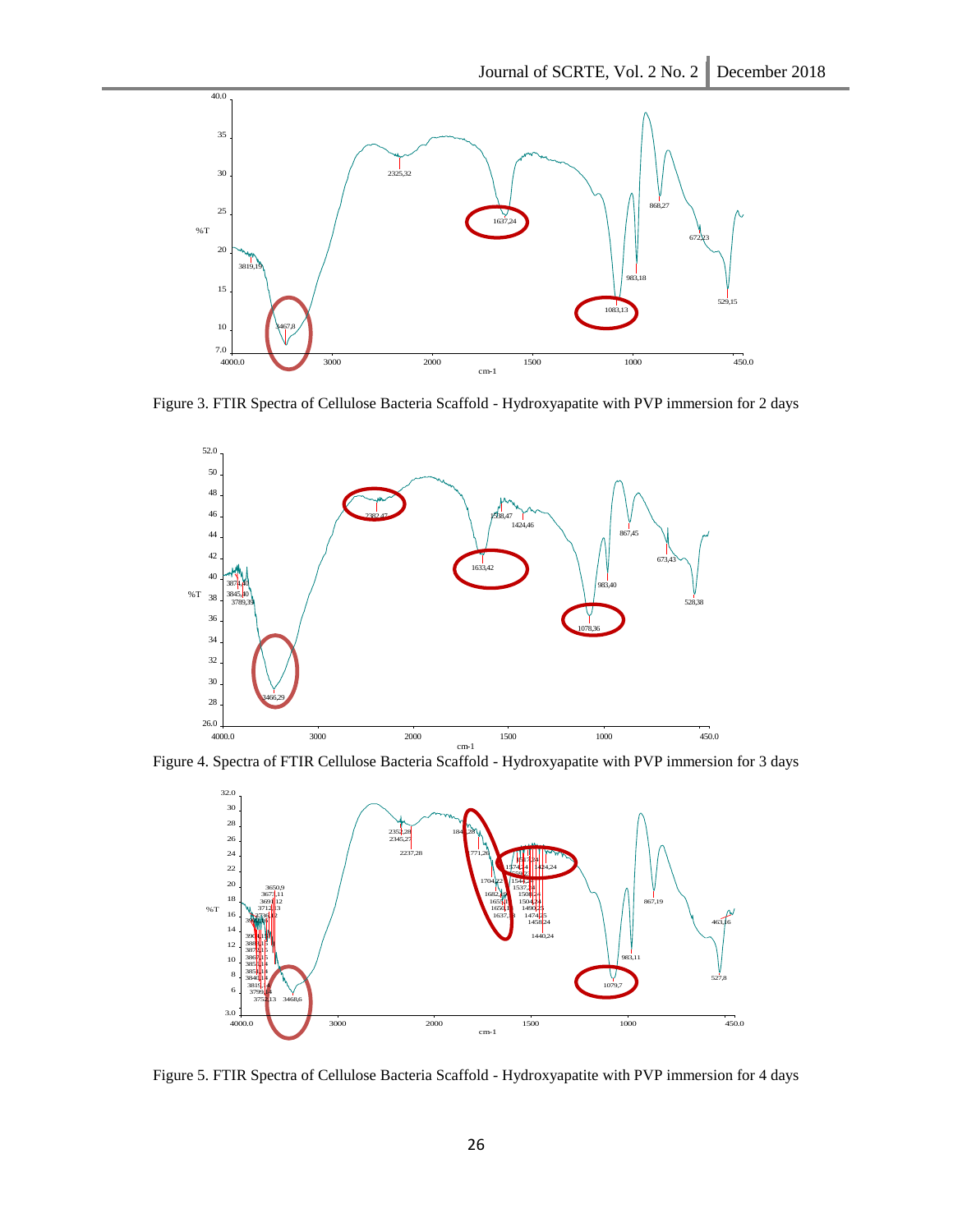Figure 3. FTIR Spectra of Cellulose Bacteria Scaffold - Hydroxyapatite with PVP immersion for 2 days

Figure 4. Spectra of FTIR Cellulose Bacteria Scaffold - Hydroxyapatite with PVP immersion for 3 days

Figure 5. FTIR Spectra of Cellulose Bacteria Scaffold - Hydroxyapatite with PVP immersion for 4 days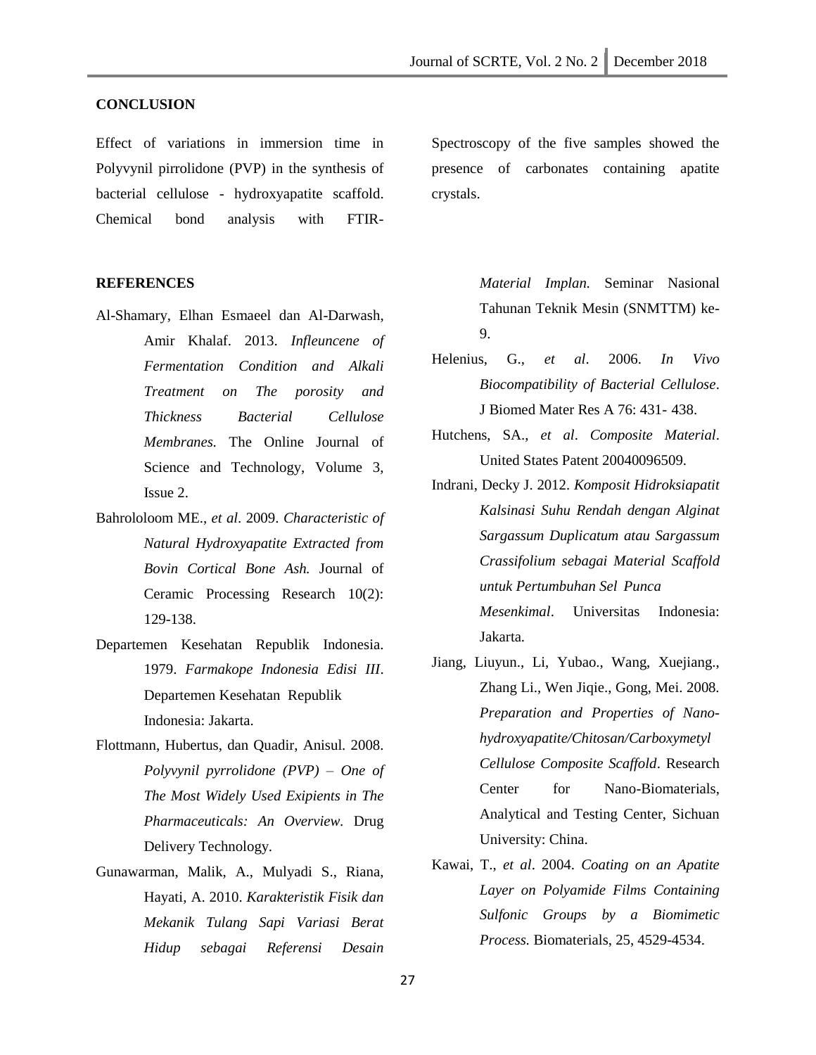## CONCLUSION

Effect of variations in immersion time in Polyvynil pirrolidone (PVP) in the synthesis of bacterial cellulose - hydroxyapatite scaffold. Chemical bond analysis with FTIR-Spectroscopy of the five samples showed the presence of carbonates containing apatite crystals.

## REFERENCES

Al-Shamary, Elhan Esmaeel dan Al-Darwash, Amir Khalaf. 2013. *Infleuncene of Fermentation Condition and Alkali Treatment on The porosity and Thickness Bacterial Cellulose Membranes.* The Online Journal of Science and Technology, Volume 3, Issue 2.

Bahrololoom ME., *et al*. 2009. *Characteristic of Natural Hydroxyapatite Extracted from Bovin Cortical Bone Ash.* Journal of Ceramic Processing Research 10(2): 129-138.

Departemen Kesehatan Republik Indonesia. 1979. *Farmakope Indonesia Edisi III*. Departemen Kesehatan Republik Indonesia: Jakarta.

Flottmann, Hubertus, dan Quadir, Anisul. 2008. *Polyvynil pyrrolidone (PVP) – One of The Most Widely Used Exipients in The Pharmaceuticals: An Overview.* Drug Delivery Technology.

Gunawarman, Malik, A., Mulyadi S., Riana, Hayati, A. 2010. *Karakteristik Fisik dan Mekanik Tulang Sapi Variasi Berat Hidup sebagai Referensi Desain Material Implan.* Seminar Nasional Tahunan Teknik Mesin (SNMTTM) ke-9.

Helenius, G., *et al*. 2006. *In Vivo Biocompatibility of Bacterial Cellulose*. J Biomed Mater Res A 76: 431- 438.

Hutchens, SA., *et al*. *Composite Material*. United States Patent 20040096509.

Indrani, Decky J. 2012. *Komposit Hidroksiapatit Kalsinasi Suhu Rendah dengan Alginat Sargassum Duplicatum atau Sargassum Crassifolium sebagai Material Scaffold untuk Pertumbuhan Sel Punca Mesenkimal*. Universitas Indonesia: Jakarta.

Jiang, Liuyun., Li, Yubao., Wang, Xuejiang., Zhang Li., Wen Jiqie., Gong, Mei. 2008. *Preparation and Properties of Nano-hydroxyapatite/Chitosan/Carboxymetyl Cellulose Composite Scaffold*. Research Center for Nano-Biomaterials, Analytical and Testing Center, Sichuan University: China.

Kawai, T., *et al*. 2004. *Coating on an Apatite Layer on Polyamide Films Containing Sulfonic Groups by a Biomimetic Process.* Biomaterials, 25, 4529-4534.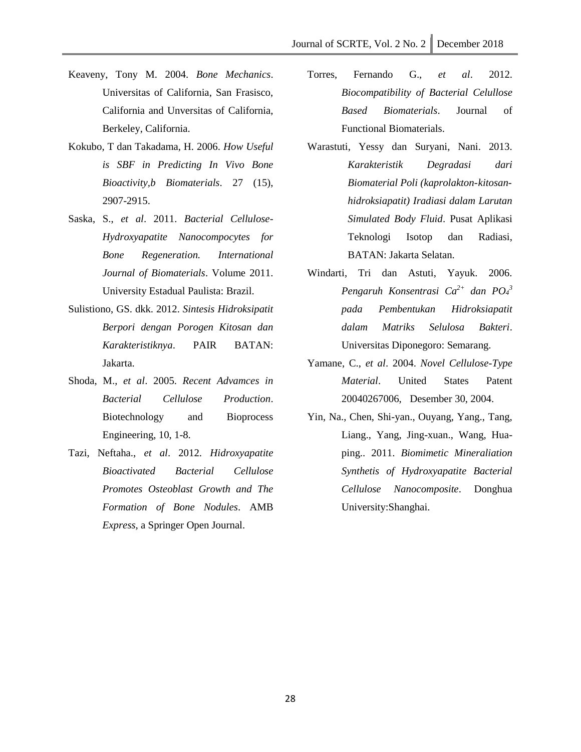Keaveny, Tony M. 2004. *Bone Mechanics*. Universitas of California, San Frasisco, California and Unversitas of California, Berkeley, California.

Kokubo, T dan Takadama, H. 2006. *How Useful is SBF in Predicting In Vivo Bone Bioactivity,b Biomaterials*. 27 (15), 2907-2915.

Saska, S., *et al*. 2011. *Bacterial Cellulose-Hydroxyapatite Nanocompocytes for Bone Regeneration. International Journal of Biomaterials*. Volume 2011. University Estadual Paulista: Brazil.

Sulistiono, GS. dkk. 2012. *Sintesis Hidroksipatit Berpori dengan Porogen Kitosan dan Karakteristiknya*. PAIR BATAN: Jakarta.

Shoda, M., *et al*. 2005. *Recent Advamces in Bacterial Cellulose Production*. Biotechnology and Bioprocess Engineering, 10, 1-8.

Tazi, Neftaha., *et al*. 2012. *Hidroxyapatite Bioactivated Bacterial Cellulose Promotes Osteoblast Growth and The Formation of Bone Nodules*. AMB *Express*, a Springer Open Journal.

Torres, Fernando G., *et al*. 2012. *Biocompatibility of Bacterial Celullose Based Biomaterials*. Journal of Functional Biomaterials.

Warastuti, Yessy dan Suryani, Nani. 2013. *Karakteristik Degradasi dari Biomaterial Poli (kaprolakton-kitosan-hidroksiapatit) Iradiasi dalam Larutan Simulated Body Fluid*. Pusat Aplikasi Teknologi Isotop dan Radiasi, BATAN: Jakarta Selatan.

Windarti, Tri dan Astuti, Yayuk. 2006. *Pengaruh Konsentrasi $Ca^{2+}$ dan $PO_4^{3}$ pada Pembentukan Hidroksiapatit dalam Matriks Selulosa Bakteri*. Universitas Diponegoro: Semarang.

Yamane, C., *et al*. 2004. *Novel Cellulose-Type Material*. United States Patent 20040267006, Desember 30, 2004.

Yin, Na., Chen, Shi-yan., Ouyang, Yang., Tang, Liang., Yang, Jing-xuan., Wang, Hua-ping.. 2011. *Biomimetic Mineraliation Synthetis of Hydroxyapatite Bacterial Cellulose Nanocomposite*. Donghua University:Shanghai.